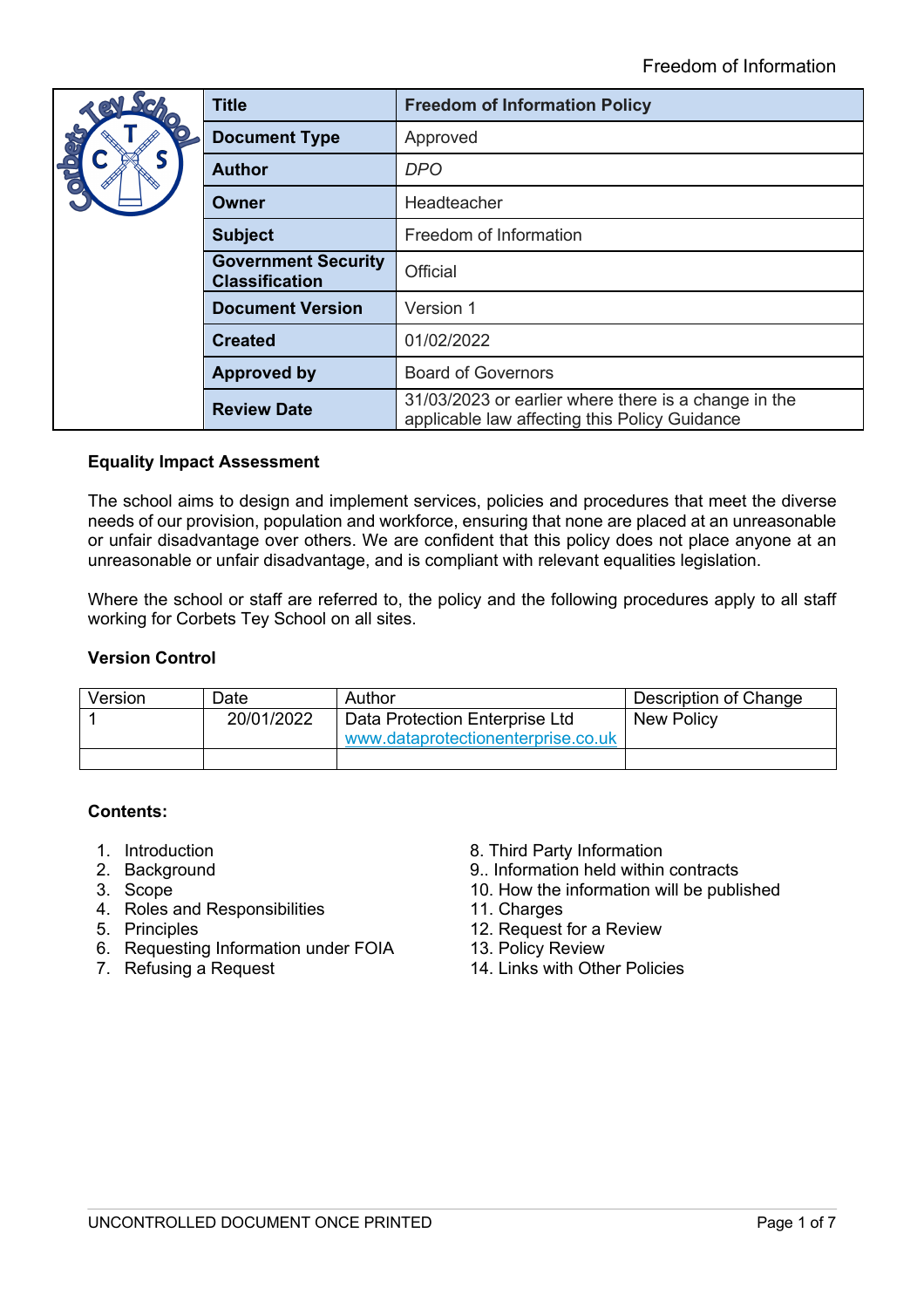| | | |
|---|---|---|
| | **Title** | **Freedom of Information Policy** |
| | **Document Type** | Approved |
| | **Author** | *DPO* |
| | **Owner** | Headteacher |
| | **Subject** | Freedom of Information |
| | **Government Security Classification** | Official |
| | **Document Version** | Version 1 |
| | **Created** | 01/02/2022 |
| | **Approved by** | Board of Governors |
| | **Review Date** | 31/03/2023 or earlier where there is a change in the applicable law affecting this Policy Guidance |

**Equality Impact Assessment**

The school aims to design and implement services, policies and procedures that meet the diverse needs of our provision, population and workforce, ensuring that none are placed at an unreasonable or unfair disadvantage over others. We are confident that this policy does not place anyone at an unreasonable or unfair disadvantage, and is compliant with relevant equalities legislation.

Where the school or staff are referred to, the policy and the following procedures apply to all staff working for Corbets Tey School on all sites.

**Version Control**

| Version | Date | Author | Description of Change |
|---|---|---|---|
| 1 | 20/01/2022 | Data Protection Enterprise Ltd [www.dataprotectionenterprise.co.uk](http://www.dataprotectionenterprise.co.uk) | New Policy |
| | | | |

**Contents:**

1. Introduction
2. Background
3. Scope
4. Roles and Responsibilities
5. Principles
6. Requesting Information under FOIA
7. Refusing a Request
8. Third Party Information
9.. Information held within contracts
10. How the information will be published
11. Charges
12. Request for a Review
13. Policy Review
14. Links with Other Policies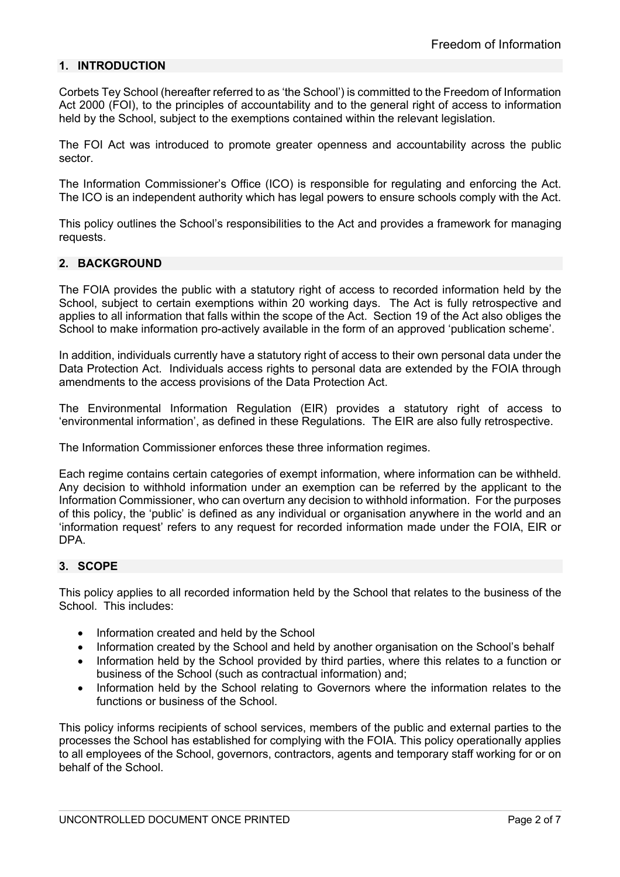## 1. INTRODUCTION

Corbets Tey School (hereafter referred to as 'the School') is committed to the Freedom of Information Act 2000 (FOI), to the principles of accountability and to the general right of access to information held by the School, subject to the exemptions contained within the relevant legislation.

The FOI Act was introduced to promote greater openness and accountability across the public sector.

The Information Commissioner's Office (ICO) is responsible for regulating and enforcing the Act. The ICO is an independent authority which has legal powers to ensure schools comply with the Act.

This policy outlines the School's responsibilities to the Act and provides a framework for managing requests.

## 2. BACKGROUND

The FOIA provides the public with a statutory right of access to recorded information held by the School, subject to certain exemptions within 20 working days. The Act is fully retrospective and applies to all information that falls within the scope of the Act. Section 19 of the Act also obliges the School to make information pro-actively available in the form of an approved 'publication scheme'.

In addition, individuals currently have a statutory right of access to their own personal data under the Data Protection Act. Individuals access rights to personal data are extended by the FOIA through amendments to the access provisions of the Data Protection Act.

The Environmental Information Regulation (EIR) provides a statutory right of access to 'environmental information', as defined in these Regulations. The EIR are also fully retrospective.

The Information Commissioner enforces these three information regimes.

Each regime contains certain categories of exempt information, where information can be withheld. Any decision to withhold information under an exemption can be referred by the applicant to the Information Commissioner, who can overturn any decision to withhold information. For the purposes of this policy, the 'public' is defined as any individual or organisation anywhere in the world and an 'information request' refers to any request for recorded information made under the FOIA, EIR or DPA.

## 3. SCOPE

This policy applies to all recorded information held by the School that relates to the business of the School. This includes:

- Information created and held by the School
- Information created by the School and held by another organisation on the School's behalf
- Information held by the School provided by third parties, where this relates to a function or business of the School (such as contractual information) and;
- Information held by the School relating to Governors where the information relates to the functions or business of the School.

This policy informs recipients of school services, members of the public and external parties to the processes the School has established for complying with the FOIA. This policy operationally applies to all employees of the School, governors, contractors, agents and temporary staff working for or on behalf of the School.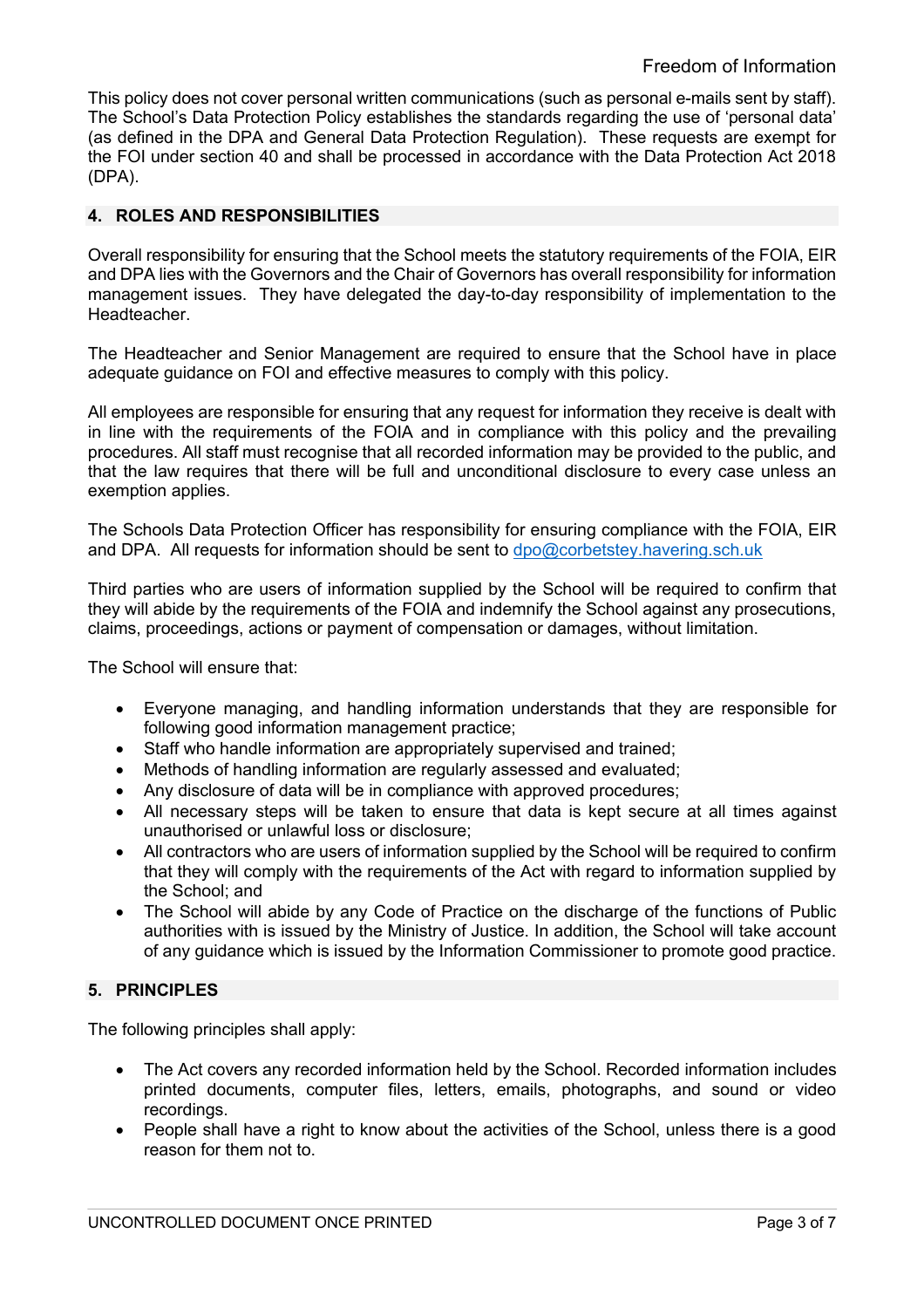This policy does not cover personal written communications (such as personal e-mails sent by staff). The School's Data Protection Policy establishes the standards regarding the use of 'personal data' (as defined in the DPA and General Data Protection Regulation). These requests are exempt for the FOI under section 40 and shall be processed in accordance with the Data Protection Act 2018 (DPA).

## 4. ROLES AND RESPONSIBILITIES

Overall responsibility for ensuring that the School meets the statutory requirements of the FOIA, EIR and DPA lies with the Governors and the Chair of Governors has overall responsibility for information management issues. They have delegated the day-to-day responsibility of implementation to the Headteacher.

The Headteacher and Senior Management are required to ensure that the School have in place adequate guidance on FOI and effective measures to comply with this policy.

All employees are responsible for ensuring that any request for information they receive is dealt with in line with the requirements of the FOIA and in compliance with this policy and the prevailing procedures. All staff must recognise that all recorded information may be provided to the public, and that the law requires that there will be full and unconditional disclosure to every case unless an exemption applies.

The Schools Data Protection Officer has responsibility for ensuring compliance with the FOIA, EIR and DPA. All requests for information should be sent to [dpo@corbetstey.havering.sch.uk](mailto:dpo@corbetstey.havering.sch.uk)

Third parties who are users of information supplied by the School will be required to confirm that they will abide by the requirements of the FOIA and indemnify the School against any prosecutions, claims, proceedings, actions or payment of compensation or damages, without limitation.

The School will ensure that:

- Everyone managing, and handling information understands that they are responsible for following good information management practice;
- Staff who handle information are appropriately supervised and trained;
- Methods of handling information are regularly assessed and evaluated;
- Any disclosure of data will be in compliance with approved procedures;
- All necessary steps will be taken to ensure that data is kept secure at all times against unauthorised or unlawful loss or disclosure;
- All contractors who are users of information supplied by the School will be required to confirm that they will comply with the requirements of the Act with regard to information supplied by the School; and
- The School will abide by any Code of Practice on the discharge of the functions of Public authorities with is issued by the Ministry of Justice. In addition, the School will take account of any guidance which is issued by the Information Commissioner to promote good practice.

## 5. PRINCIPLES

The following principles shall apply:

- The Act covers any recorded information held by the School. Recorded information includes printed documents, computer files, letters, emails, photographs, and sound or video recordings.
- People shall have a right to know about the activities of the School, unless there is a good reason for them not to.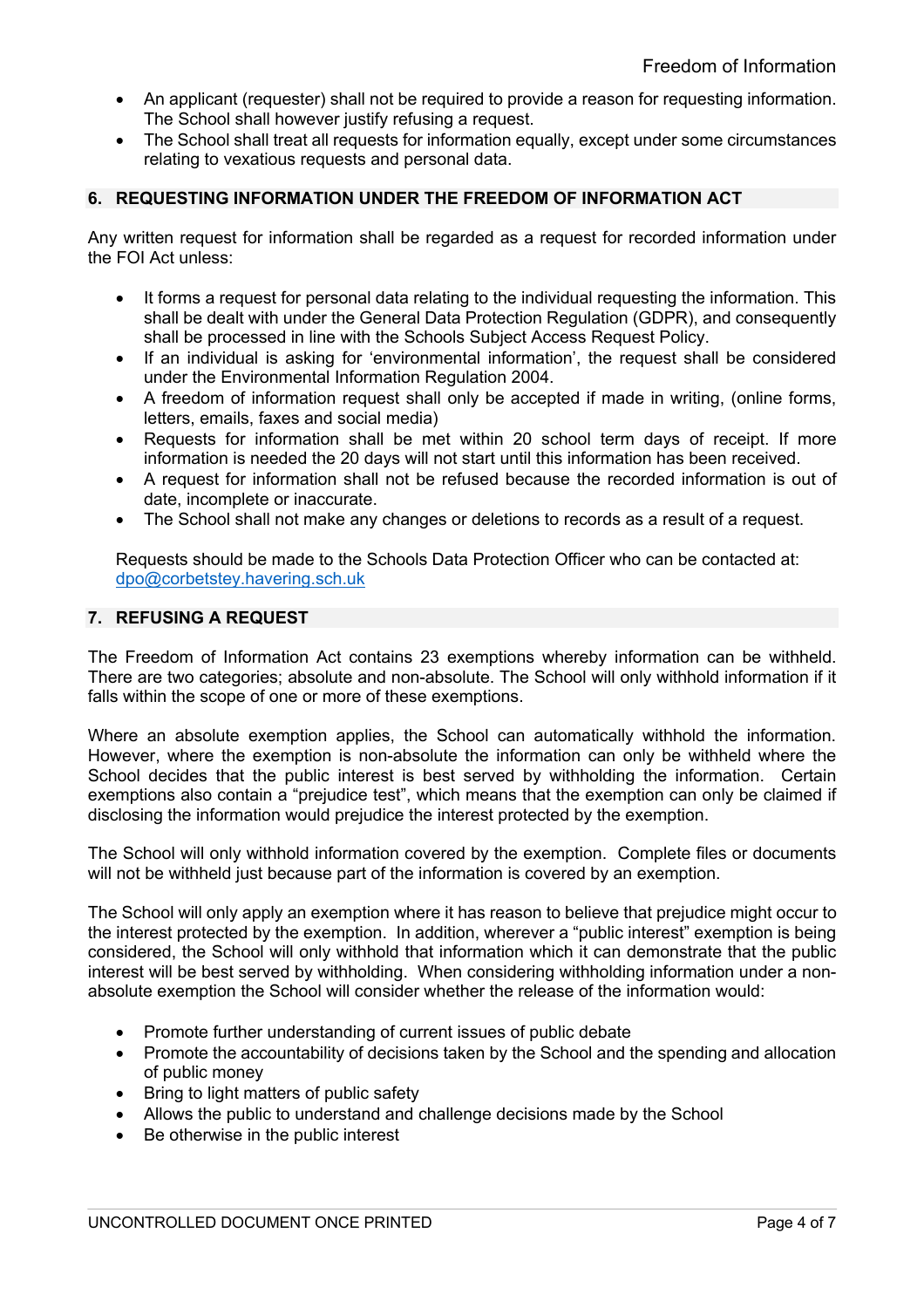- An applicant (requester) shall not be required to provide a reason for requesting information. The School shall however justify refusing a request.
- The School shall treat all requests for information equally, except under some circumstances relating to vexatious requests and personal data.

## 6. REQUESTING INFORMATION UNDER THE FREEDOM OF INFORMATION ACT

Any written request for information shall be regarded as a request for recorded information under the FOI Act unless:

- It forms a request for personal data relating to the individual requesting the information. This shall be dealt with under the General Data Protection Regulation (GDPR), and consequently shall be processed in line with the Schools Subject Access Request Policy.
- If an individual is asking for 'environmental information', the request shall be considered under the Environmental Information Regulation 2004.
- A freedom of information request shall only be accepted if made in writing, (online forms, letters, emails, faxes and social media)
- Requests for information shall be met within 20 school term days of receipt. If more information is needed the 20 days will not start until this information has been received.
- A request for information shall not be refused because the recorded information is out of date, incomplete or inaccurate.
- The School shall not make any changes or deletions to records as a result of a request.

Requests should be made to the Schools Data Protection Officer who can be contacted at: dpo@corbetstey.havering.sch.uk

## 7. REFUSING A REQUEST

The Freedom of Information Act contains 23 exemptions whereby information can be withheld. There are two categories; absolute and non-absolute. The School will only withhold information if it falls within the scope of one or more of these exemptions.

Where an absolute exemption applies, the School can automatically withhold the information. However, where the exemption is non-absolute the information can only be withheld where the School decides that the public interest is best served by withholding the information. Certain exemptions also contain a "prejudice test", which means that the exemption can only be claimed if disclosing the information would prejudice the interest protected by the exemption.

The School will only withhold information covered by the exemption. Complete files or documents will not be withheld just because part of the information is covered by an exemption.

The School will only apply an exemption where it has reason to believe that prejudice might occur to the interest protected by the exemption. In addition, wherever a "public interest" exemption is being considered, the School will only withhold that information which it can demonstrate that the public interest will be best served by withholding. When considering withholding information under a non-absolute exemption the School will consider whether the release of the information would:

- Promote further understanding of current issues of public debate
- Promote the accountability of decisions taken by the School and the spending and allocation of public money
- Bring to light matters of public safety
- Allows the public to understand and challenge decisions made by the School
- Be otherwise in the public interest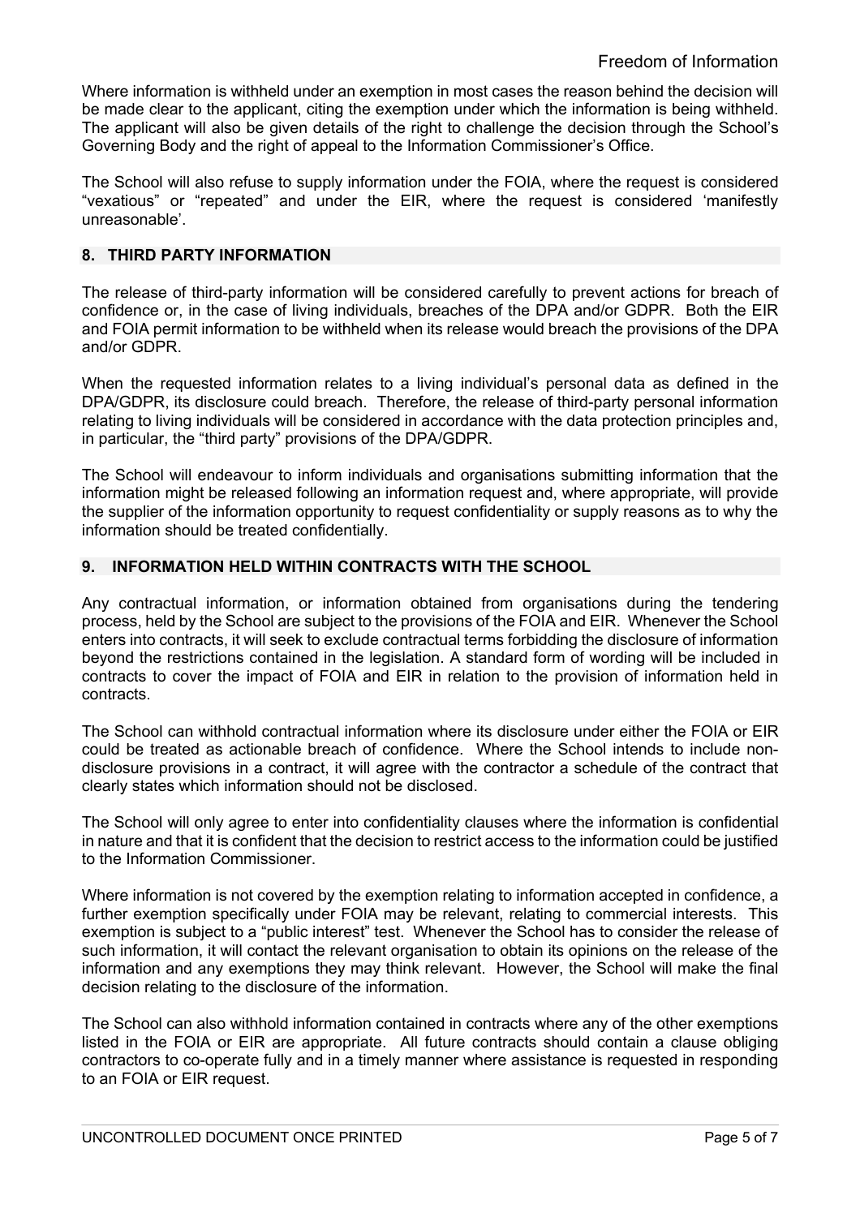Where information is withheld under an exemption in most cases the reason behind the decision will be made clear to the applicant, citing the exemption under which the information is being withheld. The applicant will also be given details of the right to challenge the decision through the School's Governing Body and the right of appeal to the Information Commissioner's Office.

The School will also refuse to supply information under the FOIA, where the request is considered "vexatious" or "repeated" and under the EIR, where the request is considered 'manifestly unreasonable'.

## 8. THIRD PARTY INFORMATION

The release of third-party information will be considered carefully to prevent actions for breach of confidence or, in the case of living individuals, breaches of the DPA and/or GDPR. Both the EIR and FOIA permit information to be withheld when its release would breach the provisions of the DPA and/or GDPR.

When the requested information relates to a living individual's personal data as defined in the DPA/GDPR, its disclosure could breach. Therefore, the release of third-party personal information relating to living individuals will be considered in accordance with the data protection principles and, in particular, the "third party" provisions of the DPA/GDPR.

The School will endeavour to inform individuals and organisations submitting information that the information might be released following an information request and, where appropriate, will provide the supplier of the information opportunity to request confidentiality or supply reasons as to why the information should be treated confidentially.

## 9. INFORMATION HELD WITHIN CONTRACTS WITH THE SCHOOL

Any contractual information, or information obtained from organisations during the tendering process, held by the School are subject to the provisions of the FOIA and EIR. Whenever the School enters into contracts, it will seek to exclude contractual terms forbidding the disclosure of information beyond the restrictions contained in the legislation. A standard form of wording will be included in contracts to cover the impact of FOIA and EIR in relation to the provision of information held in contracts.

The School can withhold contractual information where its disclosure under either the FOIA or EIR could be treated as actionable breach of confidence. Where the School intends to include non-disclosure provisions in a contract, it will agree with the contractor a schedule of the contract that clearly states which information should not be disclosed.

The School will only agree to enter into confidentiality clauses where the information is confidential in nature and that it is confident that the decision to restrict access to the information could be justified to the Information Commissioner.

Where information is not covered by the exemption relating to information accepted in confidence, a further exemption specifically under FOIA may be relevant, relating to commercial interests. This exemption is subject to a "public interest" test. Whenever the School has to consider the release of such information, it will contact the relevant organisation to obtain its opinions on the release of the information and any exemptions they may think relevant. However, the School will make the final decision relating to the disclosure of the information.

The School can also withhold information contained in contracts where any of the other exemptions listed in the FOIA or EIR are appropriate. All future contracts should contain a clause obliging contractors to co-operate fully and in a timely manner where assistance is requested in responding to an FOIA or EIR request.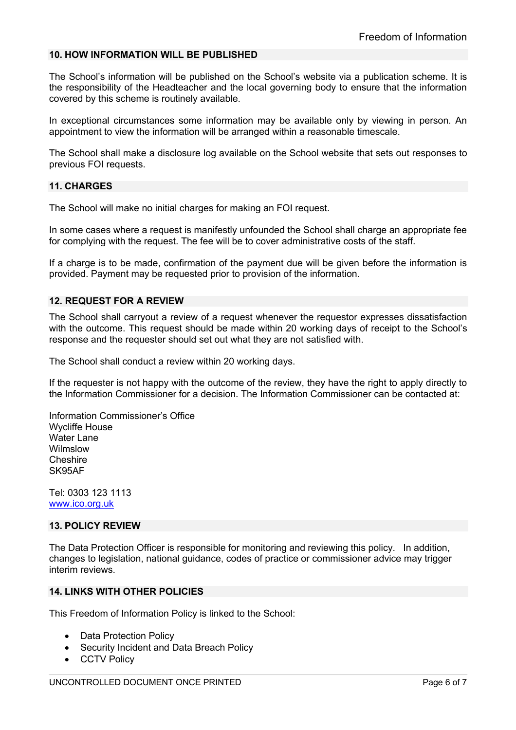## 10. HOW INFORMATION WILL BE PUBLISHED

The School's information will be published on the School's website via a publication scheme. It is the responsibility of the Headteacher and the local governing body to ensure that the information covered by this scheme is routinely available.

In exceptional circumstances some information may be available only by viewing in person. An appointment to view the information will be arranged within a reasonable timescale.

The School shall make a disclosure log available on the School website that sets out responses to previous FOI requests.

## 11. CHARGES

The School will make no initial charges for making an FOI request.

In some cases where a request is manifestly unfounded the School shall charge an appropriate fee for complying with the request. The fee will be to cover administrative costs of the staff.

If a charge is to be made, confirmation of the payment due will be given before the information is provided. Payment may be requested prior to provision of the information.

## 12. REQUEST FOR A REVIEW

The School shall carryout a review of a request whenever the requestor expresses dissatisfaction with the outcome. This request should be made within 20 working days of receipt to the School's response and the requester should set out what they are not satisfied with.

The School shall conduct a review within 20 working days.

If the requester is not happy with the outcome of the review, they have the right to apply directly to the Information Commissioner for a decision. The Information Commissioner can be contacted at:

Information Commissioner's Office
Wycliffe House
Water Lane
Wilmslow
Cheshire
SK95AF

Tel: 0303 123 1113
[www.ico.org.uk](http://www.ico.org.uk)

## 13. POLICY REVIEW

The Data Protection Officer is responsible for monitoring and reviewing this policy. In addition, changes to legislation, national guidance, codes of practice or commissioner advice may trigger interim reviews.

## 14. LINKS WITH OTHER POLICIES

This Freedom of Information Policy is linked to the School:

- Data Protection Policy
- Security Incident and Data Breach Policy
- CCTV Policy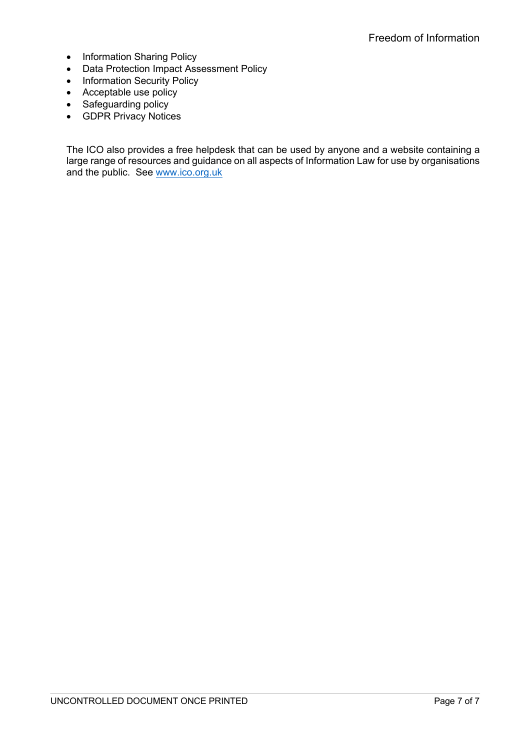- Information Sharing Policy
- Data Protection Impact Assessment Policy
- Information Security Policy
- Acceptable use policy
- Safeguarding policy
- GDPR Privacy Notices

The ICO also provides a free helpdesk that can be used by anyone and a website containing a large range of resources and guidance on all aspects of Information Law for use by organisations and the public. See [www.ico.org.uk](http://www.ico.org.uk)